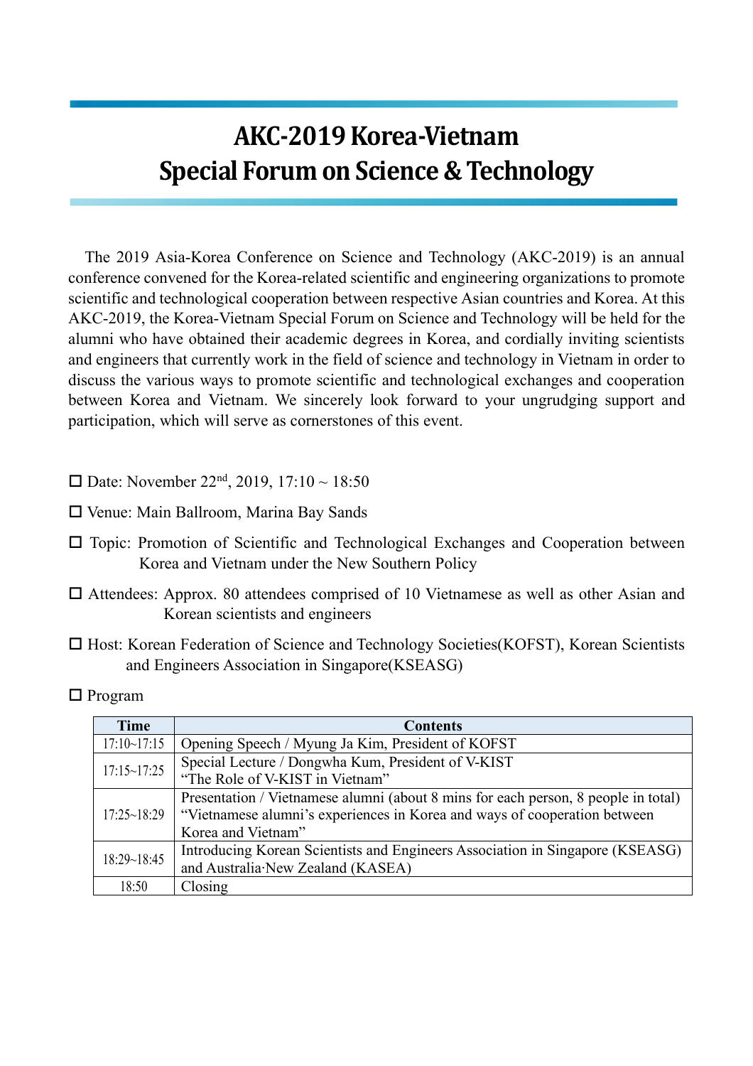# AKC-2019 Korea-Vietnam Special Forum on Science & Technology

The 2019 Asia-Korea Conference on Science and Technology (AKC-2019) is an annual conference convened for the Korea-related scientific and engineering organizations to promote scientific and technological cooperation between respective Asian countries and Korea. At this AKC-2019, the Korea-Vietnam Special Forum on Science and Technology will be held for the alumni who have obtained their academic degrees in Korea, and cordially inviting scientists and engineers that currently work in the field of science and technology in Vietnam in order to discuss the various ways to promote scientific and technological exchanges and cooperation between Korea and Vietnam. We sincerely look forward to your ungrudging support and participation, which will serve as cornerstones of this event.

☐ Date: November 22nd, 2019, 17:10 ~ 18:50

☐ Venue: Main Ballroom, Marina Bay Sands

☐ Topic: Promotion of Scientific and Technological Exchanges and Cooperation between Korea and Vietnam under the New Southern Policy

☐ Attendees: Approx. 80 attendees comprised of 10 Vietnamese as well as other Asian and Korean scientists and engineers

☐ Host: Korean Federation of Science and Technology Societies(KOFST), Korean Scientists and Engineers Association in Singapore(KSEASG)

☐ Program

| Time | Contents |
| --- | --- |
| 17:10~17:15 | Opening Speech / Myung Ja Kim, President of KOFST |
| 17:15~17:25 | Special Lecture / Dongwha Kum, President of V-KIST<br>"The Role of V-KIST in Vietnam" |
| 17:25~18:29 | Presentation / Vietnamese alumni (about 8 mins for each person, 8 people in total)<br>"Vietnamese alumni's experiences in Korea and ways of cooperation between Korea and Vietnam" |
| 18:29~18:45 | Introducing Korean Scientists and Engineers Association in Singapore (KSEASG) and Australia·New Zealand (KASEA) |
| 18:50 | Closing |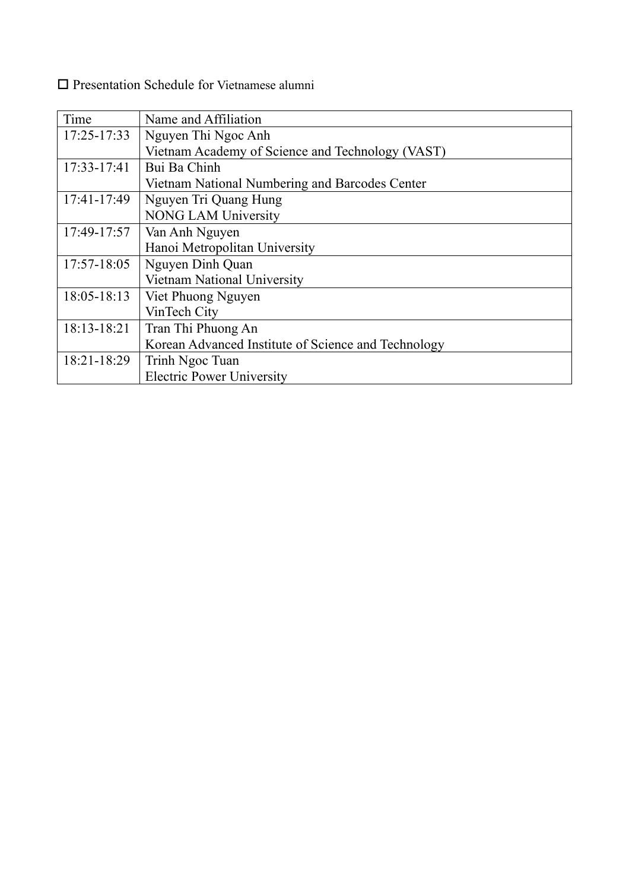☐ Presentation Schedule for Vietnamese alumni

| Time | Name and Affiliation |
|---|---|
| 17:25-17:33 | Nguyen Thi Ngoc Anh<br>Vietnam Academy of Science and Technology (VAST) |
| 17:33-17:41 | Bui Ba Chinh<br>Vietnam National Numbering and Barcodes Center |
| 17:41-17:49 | Nguyen Tri Quang Hung<br>NONG LAM University |
| 17:49-17:57 | Van Anh Nguyen<br>Hanoi Metropolitan University |
| 17:57-18:05 | Nguyen Dinh Quan<br>Vietnam National University |
| 18:05-18:13 | Viet Phuong Nguyen<br>VinTech City |
| 18:13-18:21 | Tran Thi Phuong An<br>Korean Advanced Institute of Science and Technology |
| 18:21-18:29 | Trinh Ngoc Tuan<br>Electric Power University |